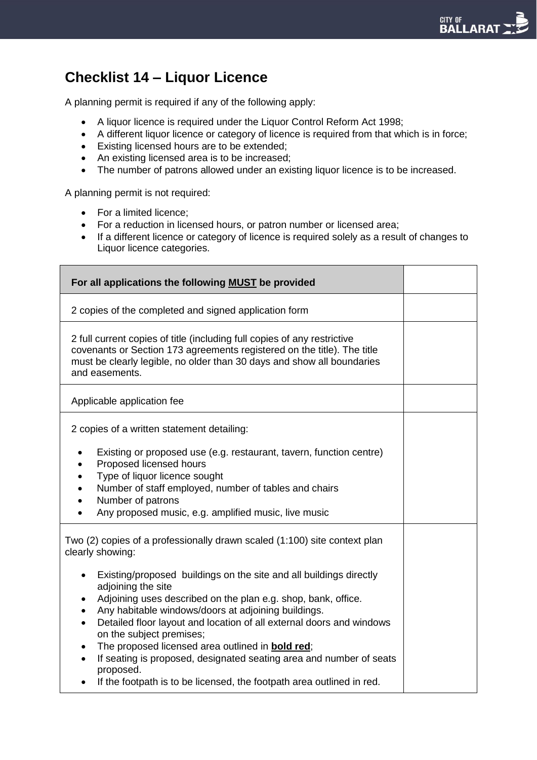# Checklist 14 – Liquor Licence

A planning permit is required if any of the following apply:

- A liquor licence is required under the Liquor Control Reform Act 1998;
- A different liquor licence or category of licence is required from that which is in force;
- Existing licensed hours are to be extended;
- An existing licensed area is to be increased;
- The number of patrons allowed under an existing liquor licence is to be increased.

A planning permit is not required:

- For a limited licence;
- For a reduction in licensed hours, or patron number or licensed area;
- If a different licence or category of licence is required solely as a result of changes to Liquor licence categories.

| **For all applications the following <u>MUST</u> be provided** | |
|---|---|
| 2 copies of the completed and signed application form | |
| 2 full current copies of title (including full copies of any restrictive covenants or Section 173 agreements registered on the title). The title must be clearly legible, no older than 30 days and show all boundaries and easements. | |
| Applicable application fee | |
| 2 copies of a written statement detailing:<br>• Existing or proposed use (e.g. restaurant, tavern, function centre)<br>• Proposed licensed hours<br>• Type of liquor licence sought<br>• Number of staff employed, number of tables and chairs<br>• Number of patrons<br>• Any proposed music, e.g. amplified music, live music | |
| Two (2) copies of a professionally drawn scaled (1:100) site context plan clearly showing:<br>• Existing/proposed buildings on the site and all buildings directly adjoining the site<br>• Adjoining uses described on the plan e.g. shop, bank, office.<br>• Any habitable windows/doors at adjoining buildings.<br>• Detailed floor layout and location of all external doors and windows on the subject premises;<br>• The proposed licensed area outlined in **<u>bold red</u>**;<br>• If seating is proposed, designated seating area and number of seats proposed.<br>• If the footpath is to be licensed, the footpath area outlined in red. | |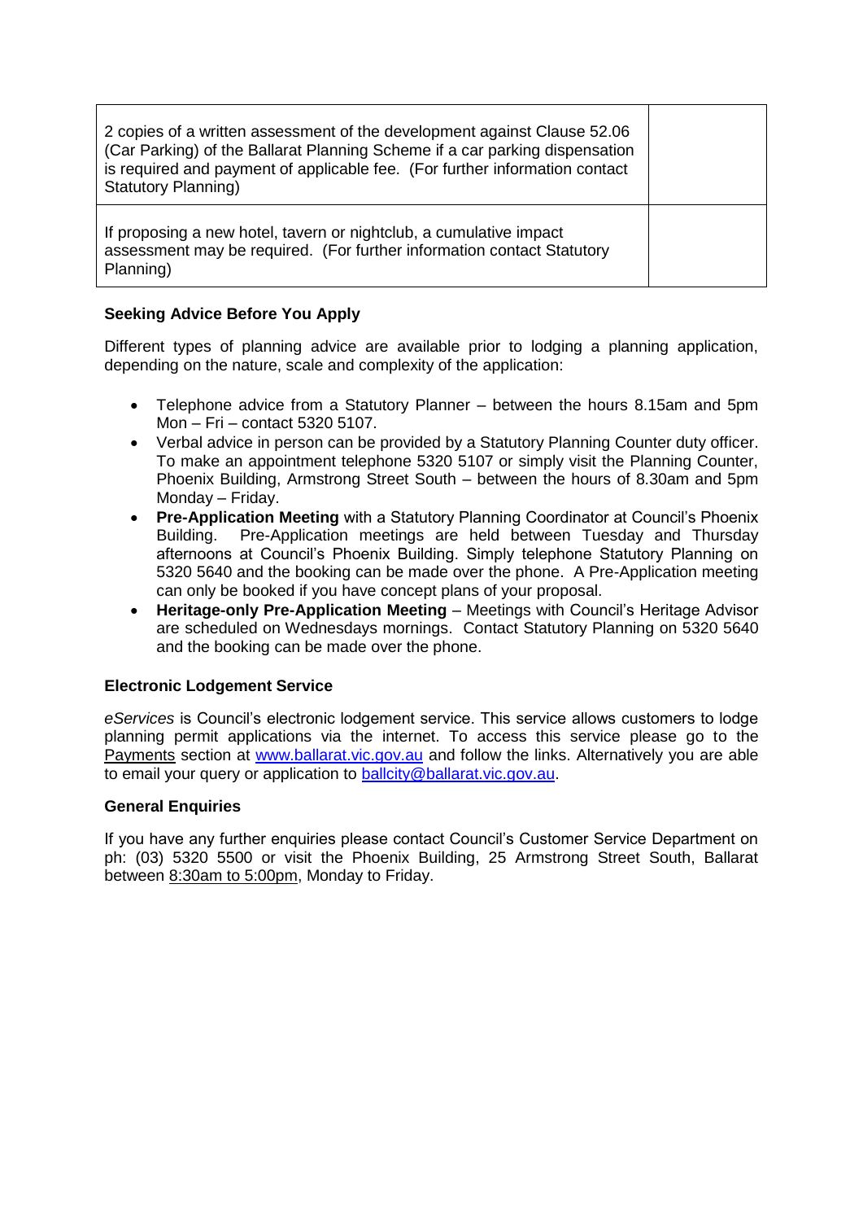| | |
|---|---|
| 2 copies of a written assessment of the development against Clause 52.06 (Car Parking) of the Ballarat Planning Scheme if a car parking dispensation is required and payment of applicable fee. (For further information contact Statutory Planning) | |
| If proposing a new hotel, tavern or nightclub, a cumulative impact assessment may be required. (For further information contact Statutory Planning) | |

**Seeking Advice Before You Apply**

Different types of planning advice are available prior to lodging a planning application, depending on the nature, scale and complexity of the application:

- Telephone advice from a Statutory Planner – between the hours 8.15am and 5pm Mon – Fri – contact 5320 5107.
- Verbal advice in person can be provided by a Statutory Planning Counter duty officer. To make an appointment telephone 5320 5107 or simply visit the Planning Counter, Phoenix Building, Armstrong Street South – between the hours of 8.30am and 5pm Monday – Friday.
- **Pre-Application Meeting** with a Statutory Planning Coordinator at Council's Phoenix Building. Pre-Application meetings are held between Tuesday and Thursday afternoons at Council's Phoenix Building. Simply telephone Statutory Planning on 5320 5640 and the booking can be made over the phone. A Pre-Application meeting can only be booked if you have concept plans of your proposal.
- **Heritage-only Pre-Application Meeting** – Meetings with Council's Heritage Advisor are scheduled on Wednesdays mornings. Contact Statutory Planning on 5320 5640 and the booking can be made over the phone.

**Electronic Lodgement Service**

*eServices* is Council's electronic lodgement service. This service allows customers to lodge planning permit applications via the internet. To access this service please go to the Payments section at www.ballarat.vic.gov.au and follow the links. Alternatively you are able to email your query or application to ballcity@ballarat.vic.gov.au.

**General Enquiries**

If you have any further enquiries please contact Council's Customer Service Department on ph: (03) 5320 5500 or visit the Phoenix Building, 25 Armstrong Street South, Ballarat between 8:30am to 5:00pm, Monday to Friday.